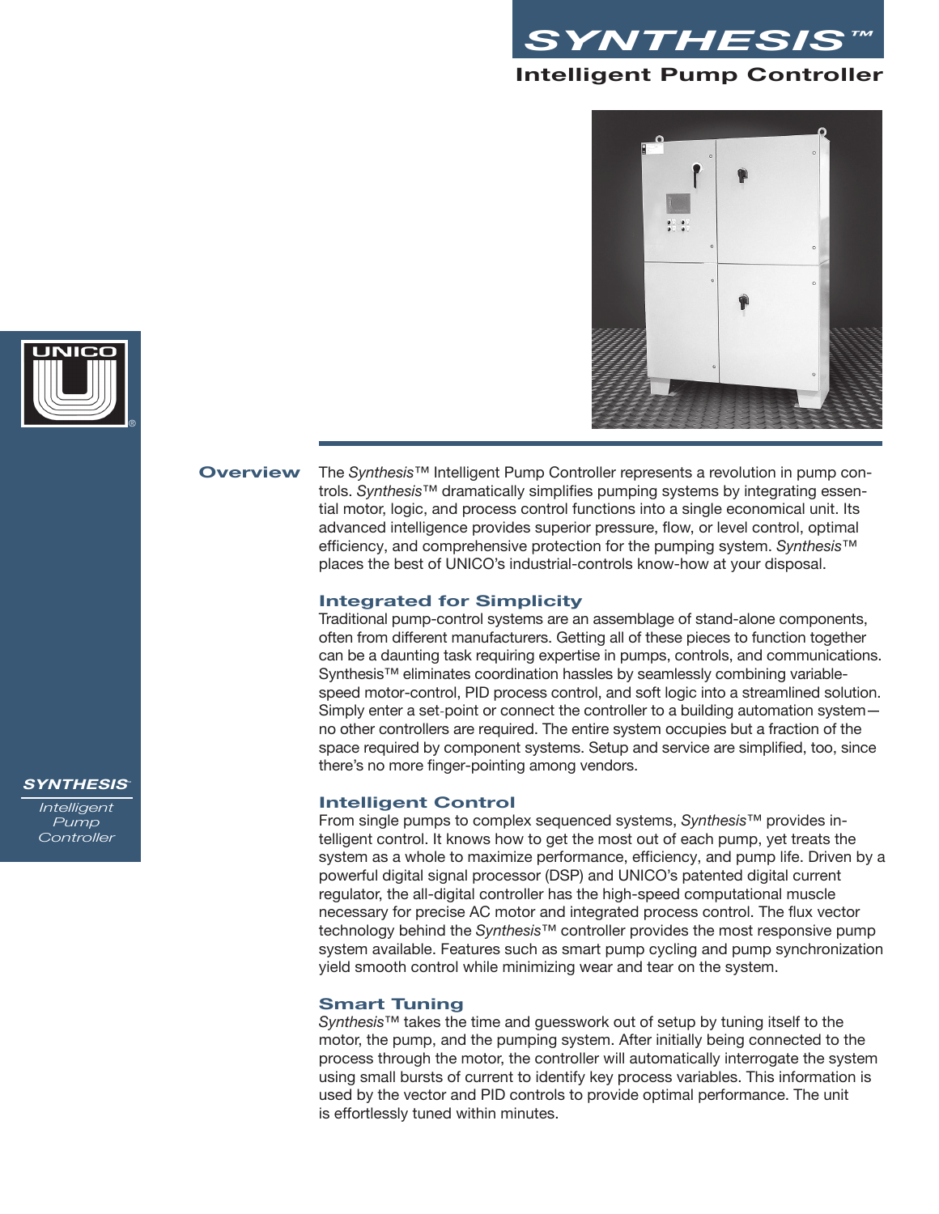# SYNTHESIS™

## Intelligent Pump Controller

UNICO®

SYNTHESIS™ Intelligent Pump Controller

## Overview

The *Synthesis*™ Intelligent Pump Controller represents a revolution in pump controls. *Synthesis*™ dramatically simplifies pumping systems by integrating essential motor, logic, and process control functions into a single economical unit. Its advanced intelligence provides superior pressure, flow, or level control, optimal efficiency, and comprehensive protection for the pumping system. *Synthesis*™ places the best of UNICO's industrial-controls know-how at your disposal.

### Integrated for Simplicity

Traditional pump-control systems are an assemblage of stand-alone components, often from different manufacturers. Getting all of these pieces to function together can be a daunting task requiring expertise in pumps, controls, and communications. Synthesis™ eliminates coordination hassles by seamlessly combining variable-speed motor-control, PID process control, and soft logic into a streamlined solution. Simply enter a set-point or connect the controller to a building automation system—no other controllers are required. The entire system occupies but a fraction of the space required by component systems. Setup and service are simplified, too, since there's no more finger-pointing among vendors.

### Intelligent Control

From single pumps to complex sequenced systems, *Synthesis*™ provides intelligent control. It knows how to get the most out of each pump, yet treats the system as a whole to maximize performance, efficiency, and pump life. Driven by a powerful digital signal processor (DSP) and UNICO's patented digital current regulator, the all-digital controller has the high-speed computational muscle necessary for precise AC motor and integrated process control. The flux vector technology behind the *Synthesis*™ controller provides the most responsive pump system available. Features such as smart pump cycling and pump synchronization yield smooth control while minimizing wear and tear on the system.

### Smart Tuning

*Synthesis*™ takes the time and guesswork out of setup by tuning itself to the motor, the pump, and the pumping system. After initially being connected to the process through the motor, the controller will automatically interrogate the system using small bursts of current to identify key process variables. This information is used by the vector and PID controls to provide optimal performance. The unit is effortlessly tuned within minutes.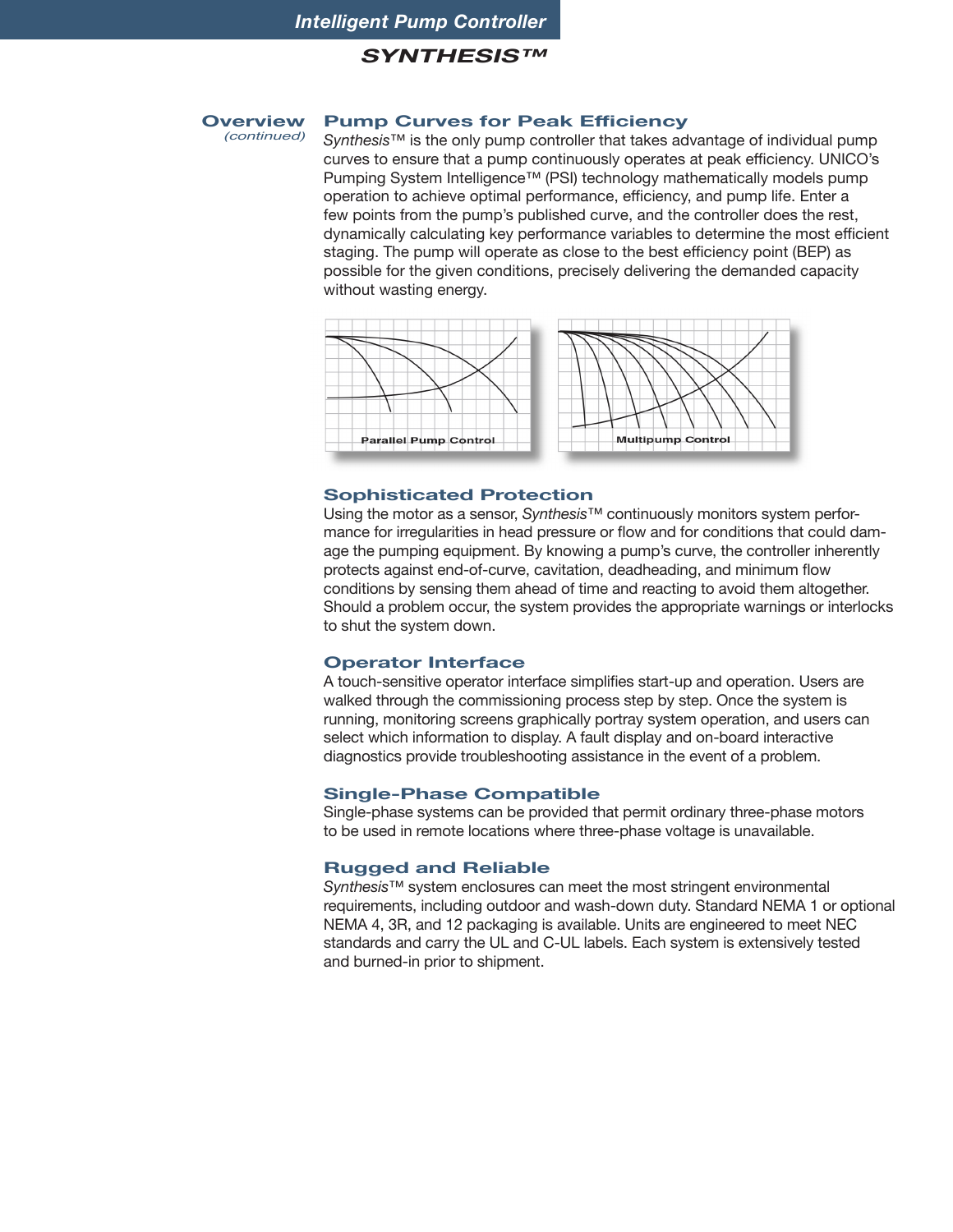## Overview
*(continued)*

### Pump Curves for Peak Efficiency

*Synthesis*™ is the only pump controller that takes advantage of individual pump curves to ensure that a pump continuously operates at peak efficiency. UNICO's Pumping System Intelligence™ (PSI) technology mathematically models pump operation to achieve optimal performance, efficiency, and pump life. Enter a few points from the pump's published curve, and the controller does the rest, dynamically calculating key performance variables to determine the most efficient staging. The pump will operate as close to the best efficiency point (BEP) as possible for the given conditions, precisely delivering the demanded capacity without wasting energy.

Parallel Pump Control

Multipump Control

### Sophisticated Protection

Using the motor as a sensor, *Synthesis*™ continuously monitors system performance for irregularities in head pressure or flow and for conditions that could damage the pumping equipment. By knowing a pump's curve, the controller inherently protects against end-of-curve, cavitation, deadheading, and minimum flow conditions by sensing them ahead of time and reacting to avoid them altogether. Should a problem occur, the system provides the appropriate warnings or interlocks to shut the system down.

### Operator Interface

A touch-sensitive operator interface simplifies start-up and operation. Users are walked through the commissioning process step by step. Once the system is running, monitoring screens graphically portray system operation, and users can select which information to display. A fault display and on-board interactive diagnostics provide troubleshooting assistance in the event of a problem.

### Single-Phase Compatible

Single-phase systems can be provided that permit ordinary three-phase motors to be used in remote locations where three-phase voltage is unavailable.

### Rugged and Reliable

*Synthesis*™ system enclosures can meet the most stringent environmental requirements, including outdoor and wash-down duty. Standard NEMA 1 or optional NEMA 4, 3R, and 12 packaging is available. Units are engineered to meet NEC standards and carry the UL and C-UL labels. Each system is extensively tested and burned-in prior to shipment.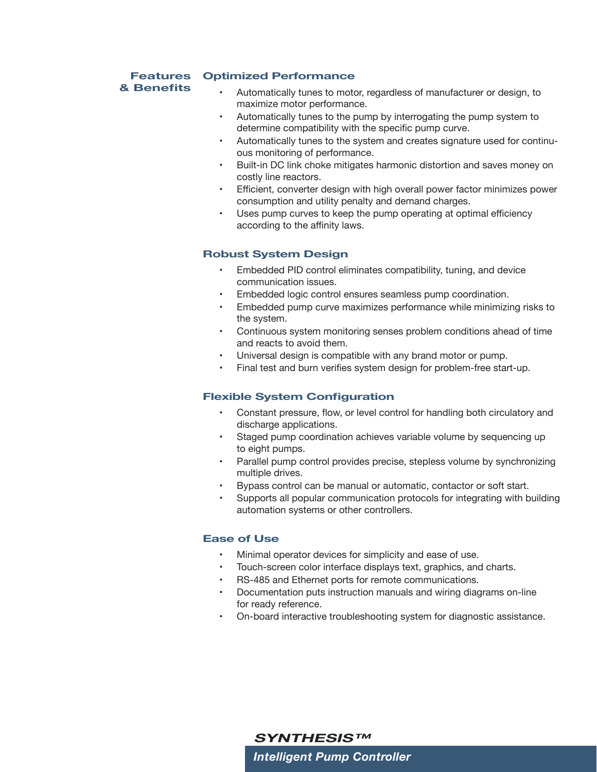## Features & Benefits

### Optimized Performance

- Automatically tunes to motor, regardless of manufacturer or design, to maximize motor performance.
- Automatically tunes to the pump by interrogating the pump system to determine compatibility with the specific pump curve.
- Automatically tunes to the system and creates signature used for continuous monitoring of performance.
- Built-in DC link choke mitigates harmonic distortion and saves money on costly line reactors.
- Efficient, converter design with high overall power factor minimizes power consumption and utility penalty and demand charges.
- Uses pump curves to keep the pump operating at optimal efficiency according to the affinity laws.

### Robust System Design

- Embedded PID control eliminates compatibility, tuning, and device communication issues.
- Embedded logic control ensures seamless pump coordination.
- Embedded pump curve maximizes performance while minimizing risks to the system.
- Continuous system monitoring senses problem conditions ahead of time and reacts to avoid them.
- Universal design is compatible with any brand motor or pump.
- Final test and burn verifies system design for problem-free start-up.

### Flexible System Configuration

- Constant pressure, flow, or level control for handling both circulatory and discharge applications.
- Staged pump coordination achieves variable volume by sequencing up to eight pumps.
- Parallel pump control provides precise, stepless volume by synchronizing multiple drives.
- Bypass control can be manual or automatic, contactor or soft start.
- Supports all popular communication protocols for integrating with building automation systems or other controllers.

### Ease of Use

- Minimal operator devices for simplicity and ease of use.
- Touch-screen color interface displays text, graphics, and charts.
- RS-485 and Ethernet ports for remote communications.
- Documentation puts instruction manuals and wiring diagrams on-line for ready reference.
- On-board interactive troubleshooting system for diagnostic assistance.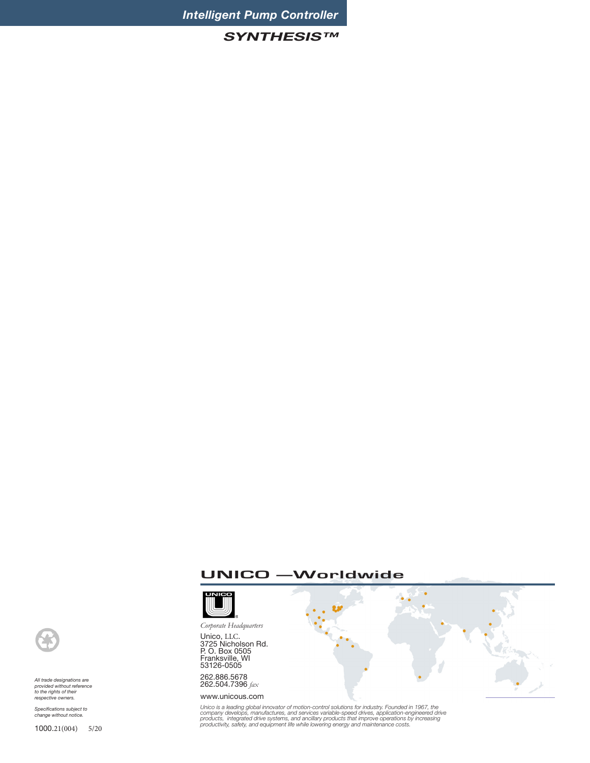## UNICO —Worldwide

*Corporate Headquarters*

Unico, LLC.
3725 Nicholson Rd.
P. O. Box 0505
Franksville, WI
53126-0505

262.886.5678
262.504.7396 *fax*

www.unicous.com

*Unico is a leading global innovator of motion-control solutions for industry. Founded in 1967, the company develops, manufactures, and services variable-speed drives, application-engineered drive products, integrated drive systems, and ancillary products that improve operations by increasing productivity, safety, and equipment life while lowering energy and maintenance costs.*

*All trade designations are provided without reference to the rights of their respective owners.*

*Specifications subject to change without notice.*

1000.21(004) 5/20